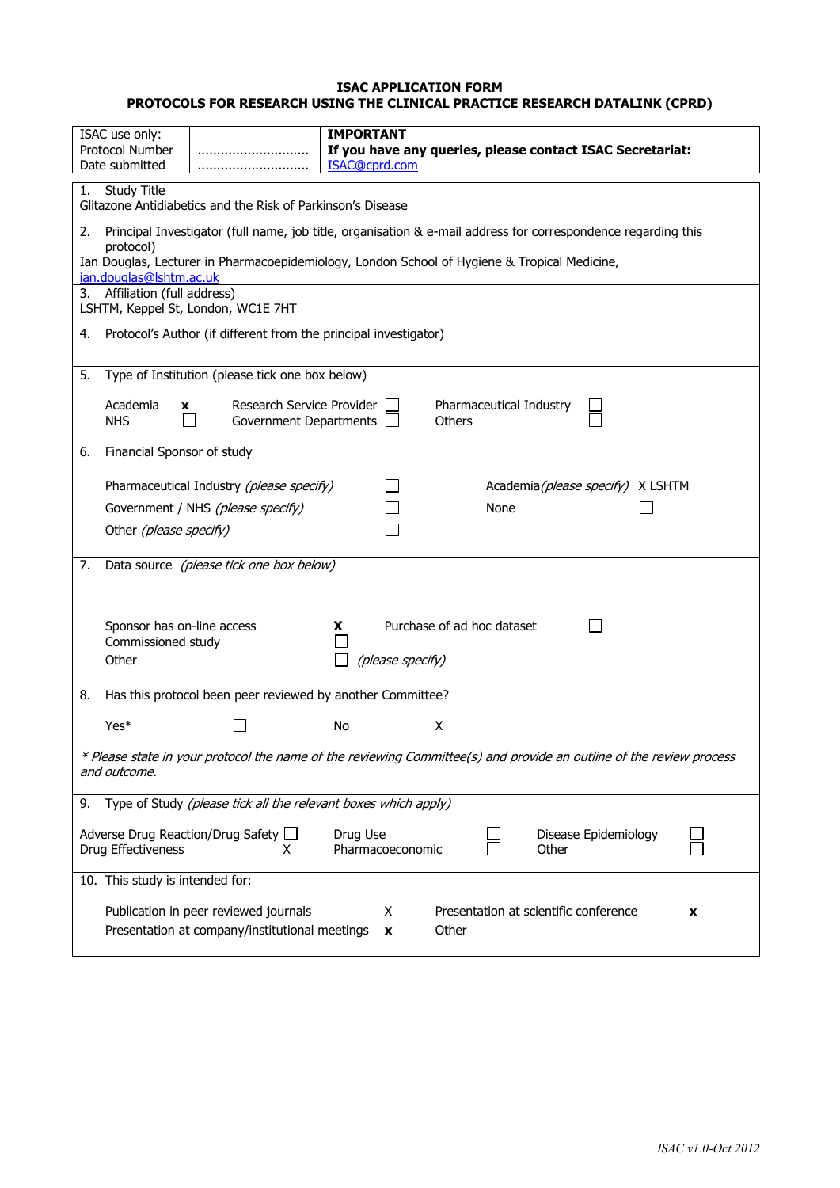# ISAC APPLICATION FORM
## PROTOCOLS FOR RESEARCH USING THE CLINICAL PRACTICE RESEARCH DATALINK (CPRD)

| ISAC use only: Protocol Number Date submitted | ............................ ............................ | **IMPORTANT** **If you have any queries, please contact ISAC Secretariat:** ISAC@cprd.com |
|---|---|---|

1. Study Title
Glitazone Antidiabetics and the Risk of Parkinson's Disease

2. Principal Investigator (full name, job title, organisation & e-mail address for correspondence regarding this protocol)
Ian Douglas, Lecturer in Pharmacoepidemiology, London School of Hygiene & Tropical Medicine, ian.douglas@lshtm.ac.uk

3. Affiliation (full address)
LSHTM, Keppel St, London, WC1E 7HT

4. Protocol's Author (if different from the principal investigator)

5. Type of Institution (please tick one box below)

Academia **x** | Research Service Provider ☐ | Pharmaceutical Industry ☐
NHS ☐ | Government Departments ☐ | Others ☐

6. Financial Sponsor of study

Pharmaceutical Industry *(please specify)* ☐ | Academia *(please specify)* X LSHTM
Government / NHS *(please specify)* ☐ | None ☐
Other *(please specify)* ☐

7. Data source *(please tick one box below)*

Sponsor has on-line access **X** | Purchase of ad hoc dataset ☐
Commissioned study ☐
Other ☐ *(please specify)*

8. Has this protocol been peer reviewed by another Committee?

Yes* ☐ | No X

*\* Please state in your protocol the name of the reviewing Committee(s) and provide an outline of the review process and outcome.*

9. Type of Study *(please tick all the relevant boxes which apply)*

Adverse Drug Reaction/Drug Safety ☐ | Drug Use ☐ | Disease Epidemiology ☐
Drug Effectiveness X | Pharmacoeconomic ☐ | Other ☐

10. This study is intended for:

Publication in peer reviewed journals X | Presentation at scientific conference **x**
Presentation at company/institutional meetings **x** | Other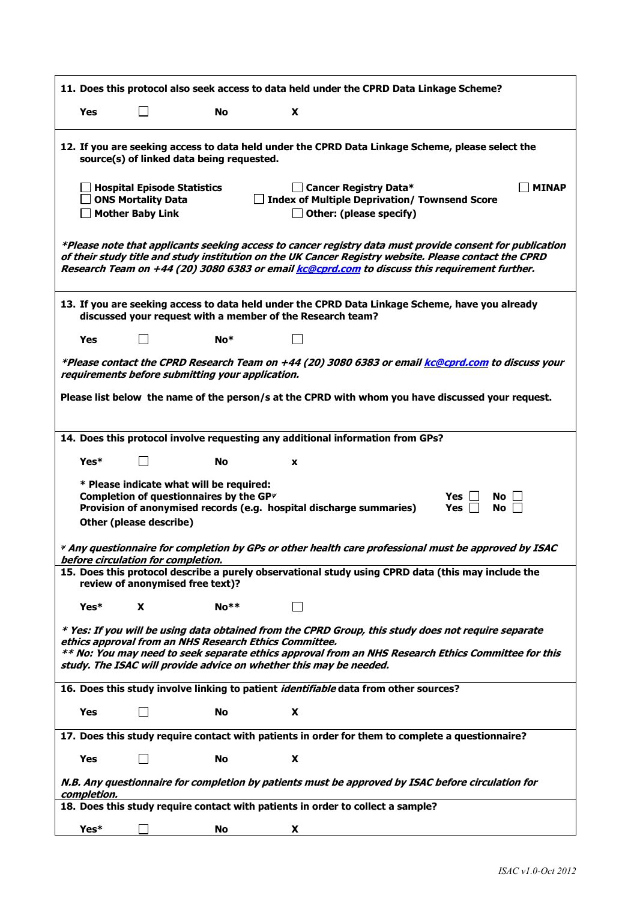**11. Does this protocol also seek access to data held under the CPRD Data Linkage Scheme?**

**Yes** ☐ **No** **X**

**12. If you are seeking access to data held under the CPRD Data Linkage Scheme, please select the source(s) of linked data being requested.**

☐ **Hospital Episode Statistics**
☐ **Cancer Registry Data***
☐ **MINAP**
☐ **ONS Mortality Data**
☐ **Index of Multiple Deprivation/ Townsend Score**
☐ **Mother Baby Link**
☐ **Other: (please specify)**

***Please note that applicants seeking access to cancer registry data must provide consent for publication of their study title and study institution on the UK Cancer Registry website. Please contact the CPRD Research Team on +44 (20) 3080 6383 or email kc@cprd.com to discuss this requirement further.***

**13. If you are seeking access to data held under the CPRD Data Linkage Scheme, have you already discussed your request with a member of the Research team?**

**Yes** ☐ **No*** ☐

***Please contact the CPRD Research Team on +44 (20) 3080 6383 or email kc@cprd.com to discuss your requirements before submitting your application.***

**Please list below the name of the person/s at the CPRD with whom you have discussed your request.**

**14. Does this protocol involve requesting any additional information from GPs?**

**Yes*** ☐ **No** **x**

**\* Please indicate what will be required:**

**Completion of questionnaires by the GP**ᵠ — **Yes** ☐ **No** ☐

**Provision of anonymised records (e.g. hospital discharge summaries)** — **Yes** ☐ **No** ☐

**Other (please describe)**

ᵠ ***Any questionnaire for completion by GPs or other health care professional must be approved by ISAC before circulation for completion.***

**15. Does this protocol describe a purely observational study using CPRD data (this may include the review of anonymised free text)?**

**Yes*** **X** **No**** ☐

***\* Yes: If you will be using data obtained from the CPRD Group, this study does not require separate ethics approval from an NHS Research Ethics Committee.***
***\*\* No: You may need to seek separate ethics approval from an NHS Research Ethics Committee for this study. The ISAC will provide advice on whether this may be needed.***

**16. Does this study involve linking to patient *identifiable* data from other sources?**

**Yes** ☐ **No** **X**

**17. Does this study require contact with patients in order for them to complete a questionnaire?**

**Yes** ☐ **No** **X**

***N.B. Any questionnaire for completion by patients must be approved by ISAC before circulation for completion.***

**18. Does this study require contact with patients in order to collect a sample?**

**Yes*** ☐ **No** **X**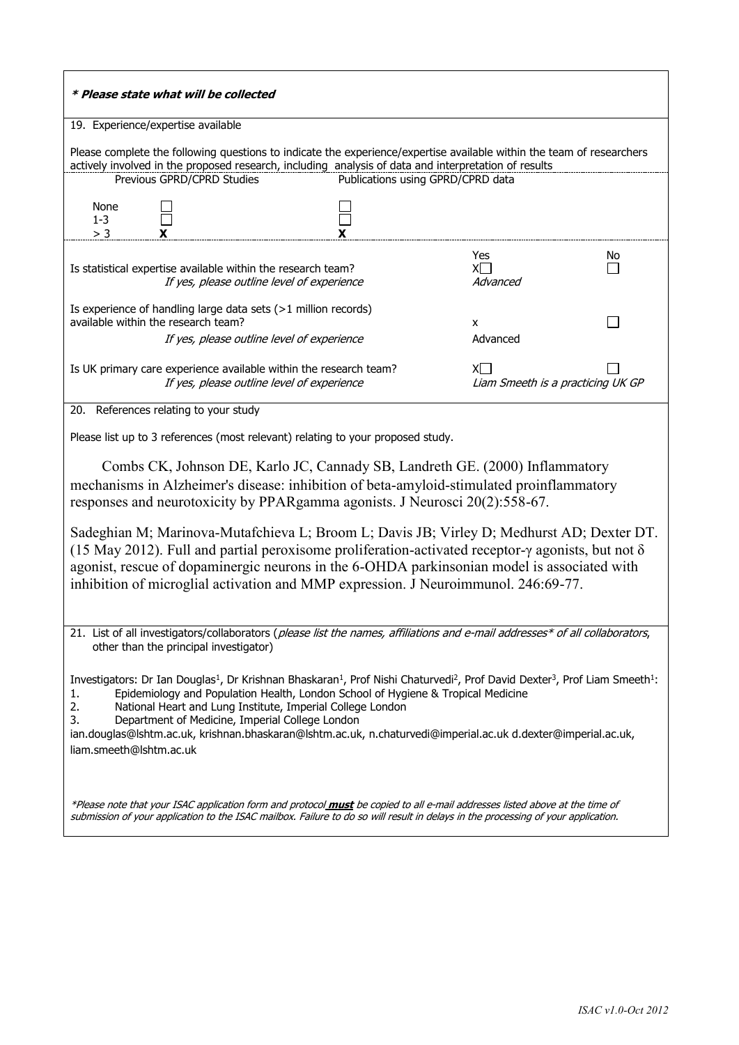***\* Please state what will be collected***

19. Experience/expertise available

Please complete the following questions to indicate the experience/expertise available within the team of researchers actively involved in the proposed research, including analysis of data and interpretation of results

| | Previous GPRD/CPRD Studies | Publications using GPRD/CPRD data |
|---|---|---|
| None | ☐ | ☐ |
| 1-3 | ☐ | ☐ |
| > 3 | X | X |

| | Yes | No |
|---|---|---|
| Is statistical expertise available within the research team? *If yes, please outline level of experience* | X☐ *Advanced* | ☐ |
| Is experience of handling large data sets (>1 million records) available within the research team? *If yes, please outline level of experience* | x Advanced | ☐ |
| Is UK primary care experience available within the research team? *If yes, please outline level of experience* | X☐ *Liam Smeeth is a practicing UK GP* | ☐ |

20. References relating to your study

Please list up to 3 references (most relevant) relating to your proposed study.

Combs CK, Johnson DE, Karlo JC, Cannady SB, Landreth GE. (2000) Inflammatory mechanisms in Alzheimer's disease: inhibition of beta-amyloid-stimulated proinflammatory responses and neurotoxicity by PPARgamma agonists. J Neurosci 20(2):558-67.

Sadeghian M; Marinova-Mutafchieva L; Broom L; Davis JB; Virley D; Medhurst AD; Dexter DT. (15 May 2012). Full and partial peroxisome proliferation-activated receptor-γ agonists, but not δ agonist, rescue of dopaminergic neurons in the 6-OHDA parkinsonian model is associated with inhibition of microglial activation and MMP expression. J Neuroimmunol. 246:69-77.

21. List of all investigators/collaborators (*please list the names, affiliations and e-mail addresses\* of all collaborators*, other than the principal investigator)

Investigators: Dr Ian Douglas[1], Dr Krishnan Bhaskaran[1], Prof Nishi Chaturvedi[2], Prof David Dexter[3], Prof Liam Smeeth[1]:

1. Epidemiology and Population Health, London School of Hygiene & Tropical Medicine
2. National Heart and Lung Institute, Imperial College London
3. Department of Medicine, Imperial College London

ian.douglas@lshtm.ac.uk, krishnan.bhaskaran@lshtm.ac.uk, n.chaturvedi@imperial.ac.uk d.dexter@imperial.ac.uk, liam.smeeth@lshtm.ac.uk

*\*Please note that your ISAC application form and protocol* ***must*** *be copied to all e-mail addresses listed above at the time of submission of your application to the ISAC mailbox. Failure to do so will result in delays in the processing of your application.*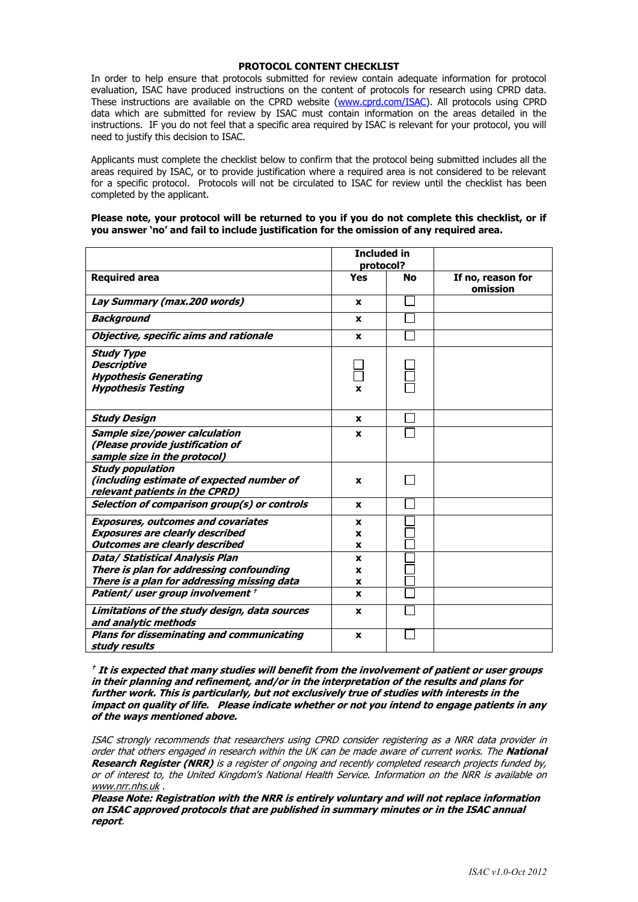# PROTOCOL CONTENT CHECKLIST

In order to help ensure that protocols submitted for review contain adequate information for protocol evaluation, ISAC have produced instructions on the content of protocols for research using CPRD data. These instructions are available on the CPRD website (www.cprd.com/ISAC). All protocols using CPRD data which are submitted for review by ISAC must contain information on the areas detailed in the instructions. IF you do not feel that a specific area required by ISAC is relevant for your protocol, you will need to justify this decision to ISAC.

Applicants must complete the checklist below to confirm that the protocol being submitted includes all the areas required by ISAC, or to provide justification where a required area is not considered to be relevant for a specific protocol. Protocols will not be circulated to ISAC for review until the checklist has been completed by the applicant.

**Please note, your protocol will be returned to you if you do not complete this checklist, or if you answer 'no' and fail to include justification for the omission of any required area.**

| | Included in protocol? | | |
|---|---|---|---|
| **Required area** | **Yes** | **No** | **If no, reason for omission** |
| ***Lay Summary (max.200 words)*** | x | ☐ | |
| ***Background*** | x | ☐ | |
| ***Objective, specific aims and rationale*** | x | ☐ | |
| ***Study Type*** <br> ***Descriptive*** <br> ***Hypothesis Generating*** <br> ***Hypothesis Testing*** | <br> ☐ <br> ☐ <br> x | <br> ☐ <br> ☐ <br> ☐ | |
| ***Study Design*** | x | ☐ | |
| ***Sample size/power calculation (Please provide justification of sample size in the protocol)*** | x | ☐ | |
| ***Study population (including estimate of expected number of relevant patients in the CPRD)*** | x | ☐ | |
| ***Selection of comparison group(s) or controls*** | x | ☐ | |
| ***Exposures, outcomes and covariates*** <br> ***Exposures are clearly described*** <br> ***Outcomes are clearly described*** | x <br> x <br> x | ☐ <br> ☐ <br> ☐ | |
| ***Data/ Statistical Analysis Plan*** <br> ***There is plan for addressing confounding*** <br> ***There is a plan for addressing missing data*** | x <br> x <br> x | ☐ <br> ☐ <br> ☐ | |
| ***Patient/ user group involvement †*** | x | ☐ | |
| ***Limitations of the study design, data sources and analytic methods*** | x | ☐ | |
| ***Plans for disseminating and communicating study results*** | x | ☐ | |

***† It is expected that many studies will benefit from the involvement of patient or user groups in their planning and refinement, and/or in the interpretation of the results and plans for further work. This is particularly, but not exclusively true of studies with interests in the impact on quality of life. Please indicate whether or not you intend to engage patients in any of the ways mentioned above.***

*ISAC strongly recommends that researchers using CPRD consider registering as a NRR data provider in order that others engaged in research within the UK can be made aware of current works. The **National Research Register (NRR)** is a register of ongoing and recently completed research projects funded by, or of interest to, the United Kingdom's National Health Service. Information on the NRR is available on www.nrr.nhs.uk .*

***Please Note: Registration with the NRR is entirely voluntary and will not replace information on ISAC approved protocols that are published in summary minutes or in the ISAC annual report.***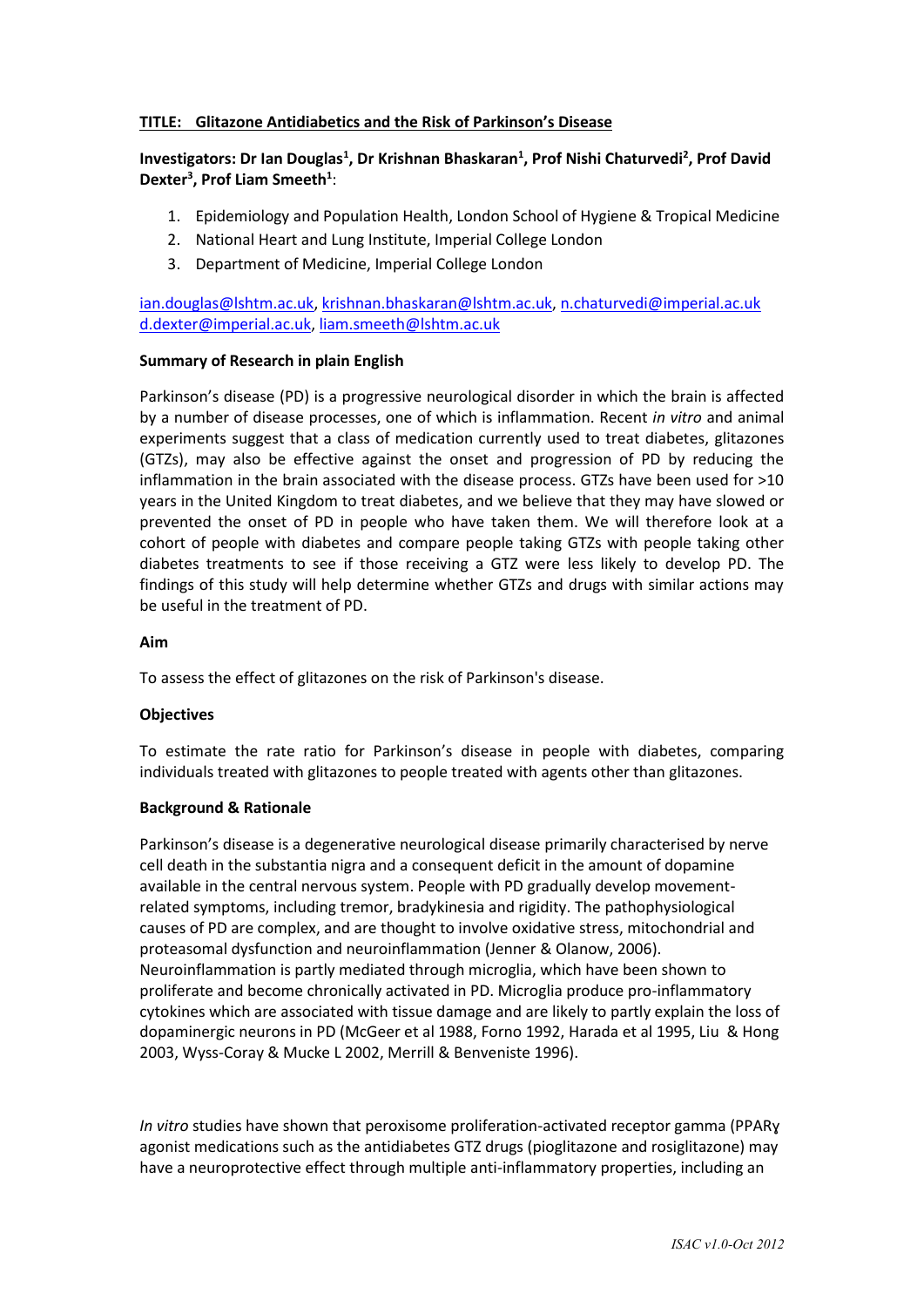**TITLE: Glitazone Antidiabetics and the Risk of Parkinson's Disease**

**Investigators: Dr Ian Douglas[1], Dr Krishnan Bhaskaran[1], Prof Nishi Chaturvedi[2], Prof David Dexter[3], Prof Liam Smeeth[1]**:

1. Epidemiology and Population Health, London School of Hygiene & Tropical Medicine
2. National Heart and Lung Institute, Imperial College London
3. Department of Medicine, Imperial College London

ian.douglas@lshtm.ac.uk, krishnan.bhaskaran@lshtm.ac.uk, n.chaturvedi@imperial.ac.uk d.dexter@imperial.ac.uk, liam.smeeth@lshtm.ac.uk

**Summary of Research in plain English**

Parkinson's disease (PD) is a progressive neurological disorder in which the brain is affected by a number of disease processes, one of which is inflammation. Recent *in vitro* and animal experiments suggest that a class of medication currently used to treat diabetes, glitazones (GTZs), may also be effective against the onset and progression of PD by reducing the inflammation in the brain associated with the disease process. GTZs have been used for >10 years in the United Kingdom to treat diabetes, and we believe that they may have slowed or prevented the onset of PD in people who have taken them. We will therefore look at a cohort of people with diabetes and compare people taking GTZs with people taking other diabetes treatments to see if those receiving a GTZ were less likely to develop PD. The findings of this study will help determine whether GTZs and drugs with similar actions may be useful in the treatment of PD.

**Aim**

To assess the effect of glitazones on the risk of Parkinson's disease.

**Objectives**

To estimate the rate ratio for Parkinson's disease in people with diabetes, comparing individuals treated with glitazones to people treated with agents other than glitazones.

**Background & Rationale**

Parkinson's disease is a degenerative neurological disease primarily characterised by nerve cell death in the substantia nigra and a consequent deficit in the amount of dopamine available in the central nervous system. People with PD gradually develop movement-related symptoms, including tremor, bradykinesia and rigidity. The pathophysiological causes of PD are complex, and are thought to involve oxidative stress, mitochondrial and proteasomal dysfunction and neuroinflammation (Jenner & Olanow, 2006). Neuroinflammation is partly mediated through microglia, which have been shown to proliferate and become chronically activated in PD. Microglia produce pro-inflammatory cytokines which are associated with tissue damage and are likely to partly explain the loss of dopaminergic neurons in PD (McGeer et al 1988, Forno 1992, Harada et al 1995, Liu & Hong 2003, Wyss-Coray & Mucke L 2002, Merrill & Benveniste 1996).

*In vitro* studies have shown that peroxisome proliferation-activated receptor gamma (PPARɣ agonist medications such as the antidiabetes GTZ drugs (pioglitazone and rosiglitazone) may have a neuroprotective effect through multiple anti-inflammatory properties, including an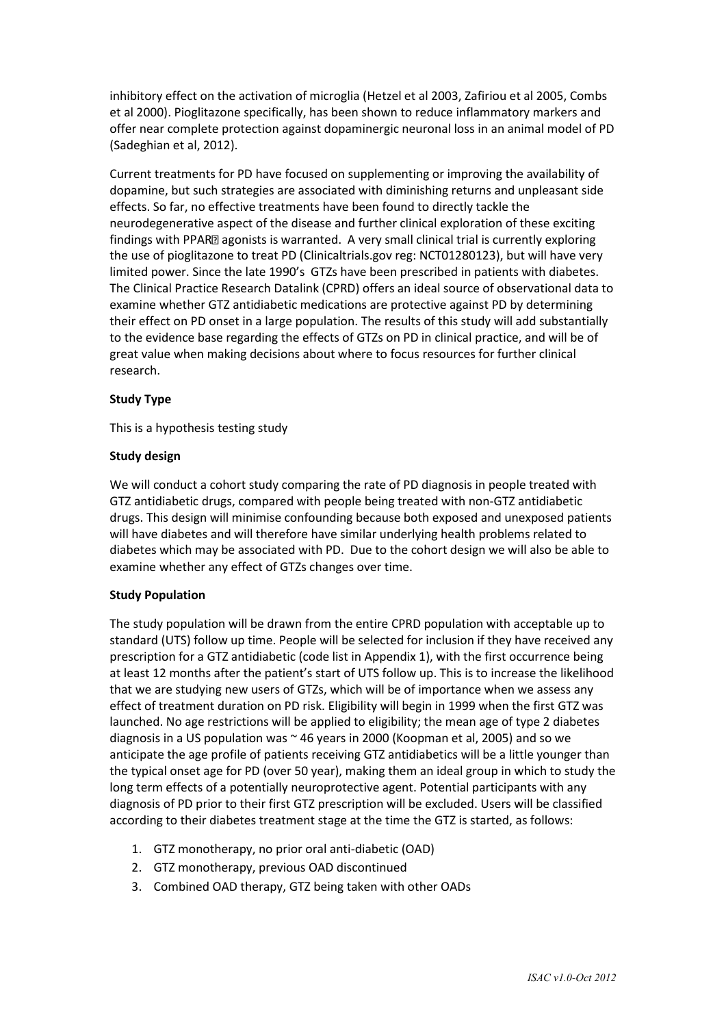inhibitory effect on the activation of microglia (Hetzel et al 2003, Zafiriou et al 2005, Combs et al 2000). Pioglitazone specifically, has been shown to reduce inflammatory markers and offer near complete protection against dopaminergic neuronal loss in an animal model of PD (Sadeghian et al, 2012).

Current treatments for PD have focused on supplementing or improving the availability of dopamine, but such strategies are associated with diminishing returns and unpleasant side effects. So far, no effective treatments have been found to directly tackle the neurodegenerative aspect of the disease and further clinical exploration of these exciting findings with PPAR� agonists is warranted. A very small clinical trial is currently exploring the use of pioglitazone to treat PD (Clinicaltrials.gov reg: NCT01280123), but will have very limited power. Since the late 1990's GTZs have been prescribed in patients with diabetes. The Clinical Practice Research Datalink (CPRD) offers an ideal source of observational data to examine whether GTZ antidiabetic medications are protective against PD by determining their effect on PD onset in a large population. The results of this study will add substantially to the evidence base regarding the effects of GTZs on PD in clinical practice, and will be of great value when making decisions about where to focus resources for further clinical research.

**Study Type**

This is a hypothesis testing study

**Study design**

We will conduct a cohort study comparing the rate of PD diagnosis in people treated with GTZ antidiabetic drugs, compared with people being treated with non-GTZ antidiabetic drugs. This design will minimise confounding because both exposed and unexposed patients will have diabetes and will therefore have similar underlying health problems related to diabetes which may be associated with PD. Due to the cohort design we will also be able to examine whether any effect of GTZs changes over time.

**Study Population**

The study population will be drawn from the entire CPRD population with acceptable up to standard (UTS) follow up time. People will be selected for inclusion if they have received any prescription for a GTZ antidiabetic (code list in Appendix 1), with the first occurrence being at least 12 months after the patient's start of UTS follow up. This is to increase the likelihood that we are studying new users of GTZs, which will be of importance when we assess any effect of treatment duration on PD risk. Eligibility will begin in 1999 when the first GTZ was launched. No age restrictions will be applied to eligibility; the mean age of type 2 diabetes diagnosis in a US population was ~ 46 years in 2000 (Koopman et al, 2005) and so we anticipate the age profile of patients receiving GTZ antidiabetics will be a little younger than the typical onset age for PD (over 50 year), making them an ideal group in which to study the long term effects of a potentially neuroprotective agent. Potential participants with any diagnosis of PD prior to their first GTZ prescription will be excluded. Users will be classified according to their diabetes treatment stage at the time the GTZ is started, as follows:

1. GTZ monotherapy, no prior oral anti-diabetic (OAD)
2. GTZ monotherapy, previous OAD discontinued
3. Combined OAD therapy, GTZ being taken with other OADs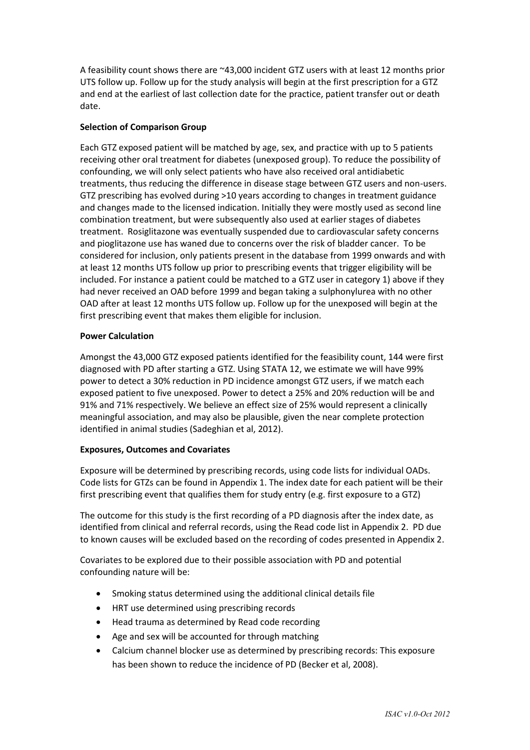A feasibility count shows there are ~43,000 incident GTZ users with at least 12 months prior UTS follow up. Follow up for the study analysis will begin at the first prescription for a GTZ and end at the earliest of last collection date for the practice, patient transfer out or death date.

**Selection of Comparison Group**

Each GTZ exposed patient will be matched by age, sex, and practice with up to 5 patients receiving other oral treatment for diabetes (unexposed group). To reduce the possibility of confounding, we will only select patients who have also received oral antidiabetic treatments, thus reducing the difference in disease stage between GTZ users and non-users. GTZ prescribing has evolved during >10 years according to changes in treatment guidance and changes made to the licensed indication. Initially they were mostly used as second line combination treatment, but were subsequently also used at earlier stages of diabetes treatment. Rosiglitazone was eventually suspended due to cardiovascular safety concerns and pioglitazone use has waned due to concerns over the risk of bladder cancer. To be considered for inclusion, only patients present in the database from 1999 onwards and with at least 12 months UTS follow up prior to prescribing events that trigger eligibility will be included. For instance a patient could be matched to a GTZ user in category 1) above if they had never received an OAD before 1999 and began taking a sulphonylurea with no other OAD after at least 12 months UTS follow up. Follow up for the unexposed will begin at the first prescribing event that makes them eligible for inclusion.

**Power Calculation**

Amongst the 43,000 GTZ exposed patients identified for the feasibility count, 144 were first diagnosed with PD after starting a GTZ. Using STATA 12, we estimate we will have 99% power to detect a 30% reduction in PD incidence amongst GTZ users, if we match each exposed patient to five unexposed. Power to detect a 25% and 20% reduction will be and 91% and 71% respectively. We believe an effect size of 25% would represent a clinically meaningful association, and may also be plausible, given the near complete protection identified in animal studies (Sadeghian et al, 2012).

**Exposures, Outcomes and Covariates**

Exposure will be determined by prescribing records, using code lists for individual OADs. Code lists for GTZs can be found in Appendix 1. The index date for each patient will be their first prescribing event that qualifies them for study entry (e.g. first exposure to a GTZ)

The outcome for this study is the first recording of a PD diagnosis after the index date, as identified from clinical and referral records, using the Read code list in Appendix 2. PD due to known causes will be excluded based on the recording of codes presented in Appendix 2.

Covariates to be explored due to their possible association with PD and potential confounding nature will be:

- Smoking status determined using the additional clinical details file
- HRT use determined using prescribing records
- Head trauma as determined by Read code recording
- Age and sex will be accounted for through matching
- Calcium channel blocker use as determined by prescribing records: This exposure has been shown to reduce the incidence of PD (Becker et al, 2008).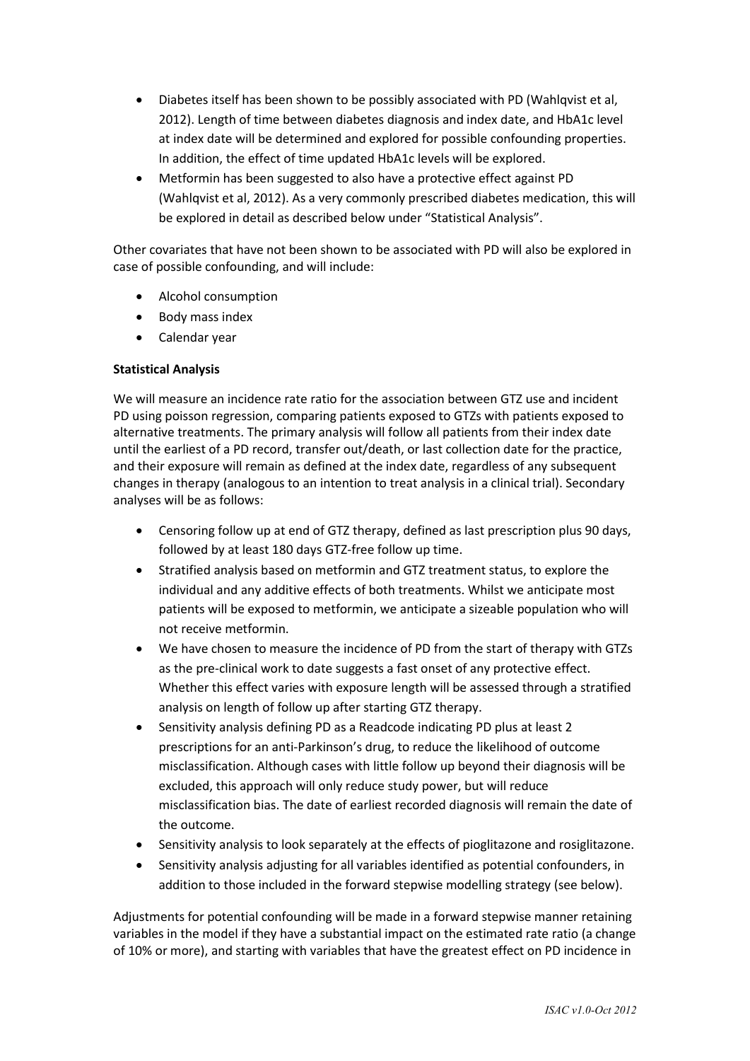- Diabetes itself has been shown to be possibly associated with PD (Wahlqvist et al, 2012). Length of time between diabetes diagnosis and index date, and HbA1c level at index date will be determined and explored for possible confounding properties. In addition, the effect of time updated HbA1c levels will be explored.
- Metformin has been suggested to also have a protective effect against PD (Wahlqvist et al, 2012). As a very commonly prescribed diabetes medication, this will be explored in detail as described below under "Statistical Analysis".

Other covariates that have not been shown to be associated with PD will also be explored in case of possible confounding, and will include:

- Alcohol consumption
- Body mass index
- Calendar year

**Statistical Analysis**

We will measure an incidence rate ratio for the association between GTZ use and incident PD using poisson regression, comparing patients exposed to GTZs with patients exposed to alternative treatments. The primary analysis will follow all patients from their index date until the earliest of a PD record, transfer out/death, or last collection date for the practice, and their exposure will remain as defined at the index date, regardless of any subsequent changes in therapy (analogous to an intention to treat analysis in a clinical trial). Secondary analyses will be as follows:

- Censoring follow up at end of GTZ therapy, defined as last prescription plus 90 days, followed by at least 180 days GTZ-free follow up time.
- Stratified analysis based on metformin and GTZ treatment status, to explore the individual and any additive effects of both treatments. Whilst we anticipate most patients will be exposed to metformin, we anticipate a sizeable population who will not receive metformin.
- We have chosen to measure the incidence of PD from the start of therapy with GTZs as the pre-clinical work to date suggests a fast onset of any protective effect. Whether this effect varies with exposure length will be assessed through a stratified analysis on length of follow up after starting GTZ therapy.
- Sensitivity analysis defining PD as a Readcode indicating PD plus at least 2 prescriptions for an anti-Parkinson's drug, to reduce the likelihood of outcome misclassification. Although cases with little follow up beyond their diagnosis will be excluded, this approach will only reduce study power, but will reduce misclassification bias. The date of earliest recorded diagnosis will remain the date of the outcome.
- Sensitivity analysis to look separately at the effects of pioglitazone and rosiglitazone.
- Sensitivity analysis adjusting for all variables identified as potential confounders, in addition to those included in the forward stepwise modelling strategy (see below).

Adjustments for potential confounding will be made in a forward stepwise manner retaining variables in the model if they have a substantial impact on the estimated rate ratio (a change of 10% or more), and starting with variables that have the greatest effect on PD incidence in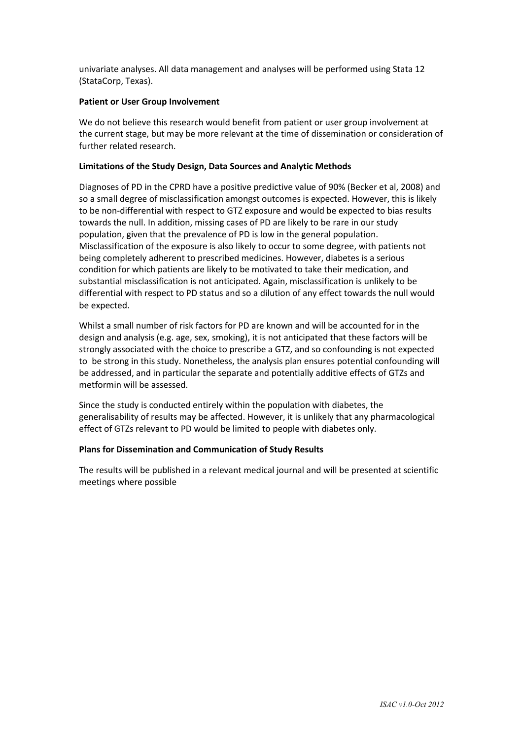univariate analyses. All data management and analyses will be performed using Stata 12 (StataCorp, Texas).

**Patient or User Group Involvement**

We do not believe this research would benefit from patient or user group involvement at the current stage, but may be more relevant at the time of dissemination or consideration of further related research.

**Limitations of the Study Design, Data Sources and Analytic Methods**

Diagnoses of PD in the CPRD have a positive predictive value of 90% (Becker et al, 2008) and so a small degree of misclassification amongst outcomes is expected. However, this is likely to be non-differential with respect to GTZ exposure and would be expected to bias results towards the null. In addition, missing cases of PD are likely to be rare in our study population, given that the prevalence of PD is low in the general population. Misclassification of the exposure is also likely to occur to some degree, with patients not being completely adherent to prescribed medicines. However, diabetes is a serious condition for which patients are likely to be motivated to take their medication, and substantial misclassification is not anticipated. Again, misclassification is unlikely to be differential with respect to PD status and so a dilution of any effect towards the null would be expected.

Whilst a small number of risk factors for PD are known and will be accounted for in the design and analysis (e.g. age, sex, smoking), it is not anticipated that these factors will be strongly associated with the choice to prescribe a GTZ, and so confounding is not expected to be strong in this study. Nonetheless, the analysis plan ensures potential confounding will be addressed, and in particular the separate and potentially additive effects of GTZs and metformin will be assessed.

Since the study is conducted entirely within the population with diabetes, the generalisability of results may be affected. However, it is unlikely that any pharmacological effect of GTZs relevant to PD would be limited to people with diabetes only.

**Plans for Dissemination and Communication of Study Results**

The results will be published in a relevant medical journal and will be presented at scientific meetings where possible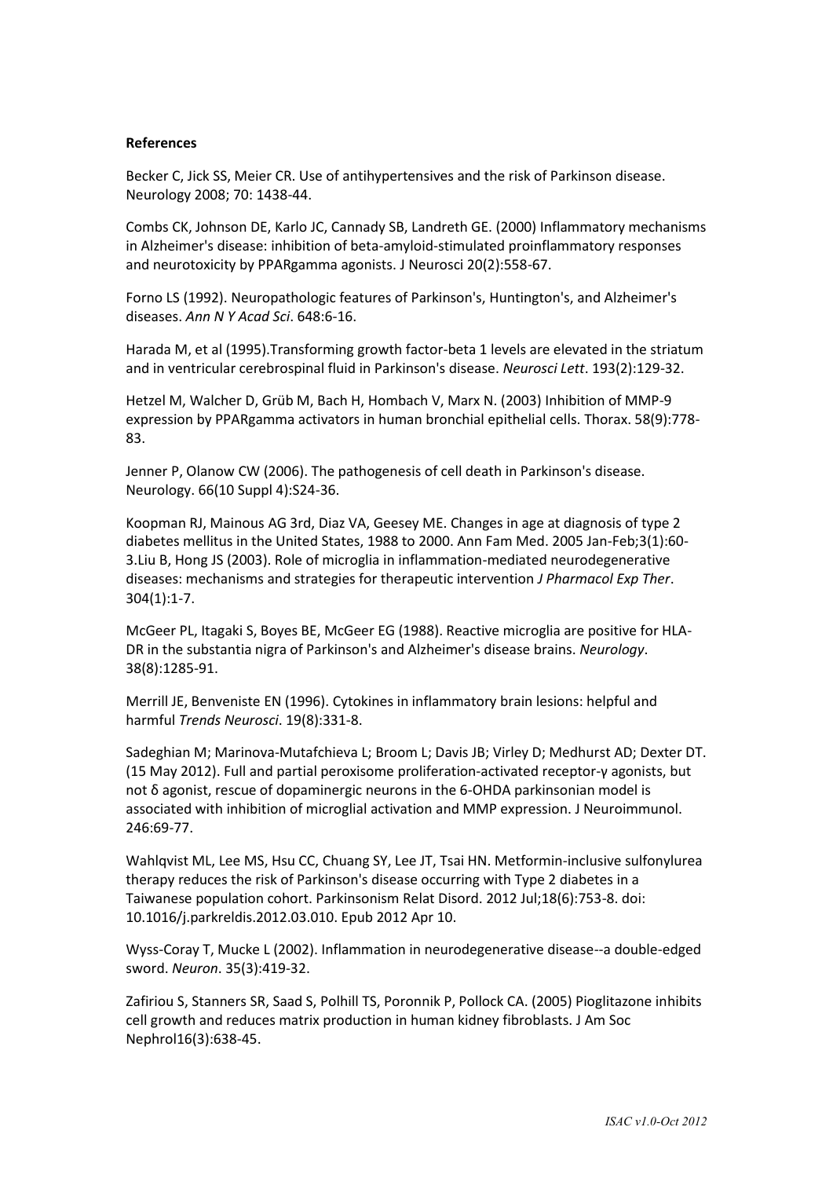**References**

Becker C, Jick SS, Meier CR. Use of antihypertensives and the risk of Parkinson disease. Neurology 2008; 70: 1438-44.

Combs CK, Johnson DE, Karlo JC, Cannady SB, Landreth GE. (2000) Inflammatory mechanisms in Alzheimer's disease: inhibition of beta-amyloid-stimulated proinflammatory responses and neurotoxicity by PPARgamma agonists. J Neurosci 20(2):558-67.

Forno LS (1992). Neuropathologic features of Parkinson's, Huntington's, and Alzheimer's diseases. *Ann N Y Acad Sci*. 648:6-16.

Harada M, et al (1995).Transforming growth factor-beta 1 levels are elevated in the striatum and in ventricular cerebrospinal fluid in Parkinson's disease. *Neurosci Lett*. 193(2):129-32.

Hetzel M, Walcher D, Grüb M, Bach H, Hombach V, Marx N. (2003) Inhibition of MMP-9 expression by PPARgamma activators in human bronchial epithelial cells. Thorax. 58(9):778-83.

Jenner P, Olanow CW (2006). The pathogenesis of cell death in Parkinson's disease. Neurology. 66(10 Suppl 4):S24-36.

Koopman RJ, Mainous AG 3rd, Diaz VA, Geesey ME. Changes in age at diagnosis of type 2 diabetes mellitus in the United States, 1988 to 2000. Ann Fam Med. 2005 Jan-Feb;3(1):60-3.Liu B, Hong JS (2003). Role of microglia in inflammation-mediated neurodegenerative diseases: mechanisms and strategies for therapeutic intervention *J Pharmacol Exp Ther*. 304(1):1-7.

McGeer PL, Itagaki S, Boyes BE, McGeer EG (1988). Reactive microglia are positive for HLA-DR in the substantia nigra of Parkinson's and Alzheimer's disease brains. *Neurology*. 38(8):1285-91.

Merrill JE, Benveniste EN (1996). Cytokines in inflammatory brain lesions: helpful and harmful *Trends Neurosci*. 19(8):331-8.

Sadeghian M; Marinova-Mutafchieva L; Broom L; Davis JB; Virley D; Medhurst AD; Dexter DT. (15 May 2012). Full and partial peroxisome proliferation-activated receptor-γ agonists, but not δ agonist, rescue of dopaminergic neurons in the 6-OHDA parkinsonian model is associated with inhibition of microglial activation and MMP expression. J Neuroimmunol. 246:69-77.

Wahlqvist ML, Lee MS, Hsu CC, Chuang SY, Lee JT, Tsai HN. Metformin-inclusive sulfonylurea therapy reduces the risk of Parkinson's disease occurring with Type 2 diabetes in a Taiwanese population cohort. Parkinsonism Relat Disord. 2012 Jul;18(6):753-8. doi: 10.1016/j.parkreldis.2012.03.010. Epub 2012 Apr 10.

Wyss-Coray T, Mucke L (2002). Inflammation in neurodegenerative disease--a double-edged sword. *Neuron*. 35(3):419-32.

Zafiriou S, Stanners SR, Saad S, Polhill TS, Poronnik P, Pollock CA. (2005) Pioglitazone inhibits cell growth and reduces matrix production in human kidney fibroblasts. J Am Soc Nephrol16(3):638-45.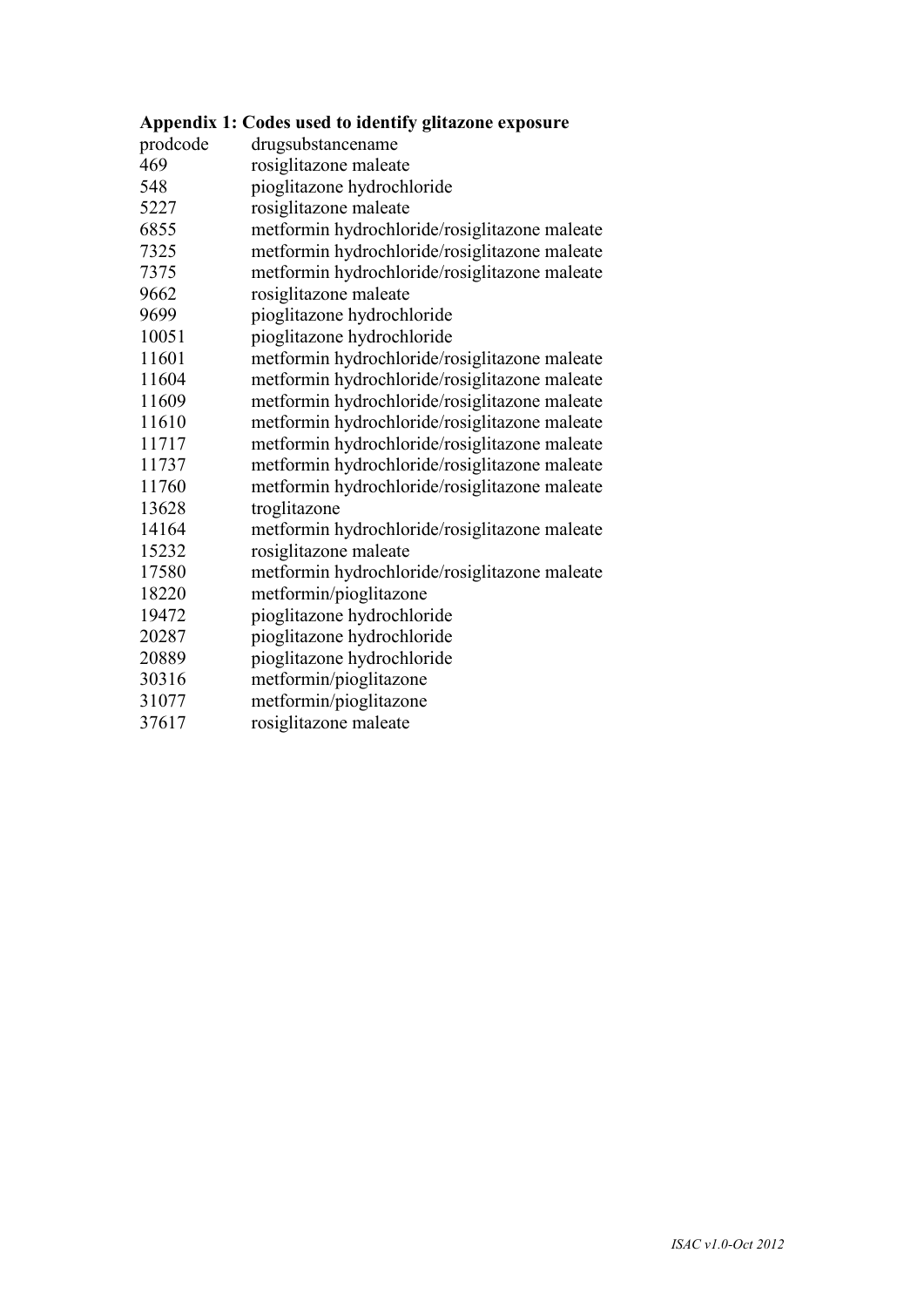**Appendix 1: Codes used to identify glitazone exposure**

| prodcode | drugsubstancename |
|---|---|
| 469 | rosiglitazone maleate |
| 548 | pioglitazone hydrochloride |
| 5227 | rosiglitazone maleate |
| 6855 | metformin hydrochloride/rosiglitazone maleate |
| 7325 | metformin hydrochloride/rosiglitazone maleate |
| 7375 | metformin hydrochloride/rosiglitazone maleate |
| 9662 | rosiglitazone maleate |
| 9699 | pioglitazone hydrochloride |
| 10051 | pioglitazone hydrochloride |
| 11601 | metformin hydrochloride/rosiglitazone maleate |
| 11604 | metformin hydrochloride/rosiglitazone maleate |
| 11609 | metformin hydrochloride/rosiglitazone maleate |
| 11610 | metformin hydrochloride/rosiglitazone maleate |
| 11717 | metformin hydrochloride/rosiglitazone maleate |
| 11737 | metformin hydrochloride/rosiglitazone maleate |
| 11760 | metformin hydrochloride/rosiglitazone maleate |
| 13628 | troglitazone |
| 14164 | metformin hydrochloride/rosiglitazone maleate |
| 15232 | rosiglitazone maleate |
| 17580 | metformin hydrochloride/rosiglitazone maleate |
| 18220 | metformin/pioglitazone |
| 19472 | pioglitazone hydrochloride |
| 20287 | pioglitazone hydrochloride |
| 20889 | pioglitazone hydrochloride |
| 30316 | metformin/pioglitazone |
| 31077 | metformin/pioglitazone |
| 37617 | rosiglitazone maleate |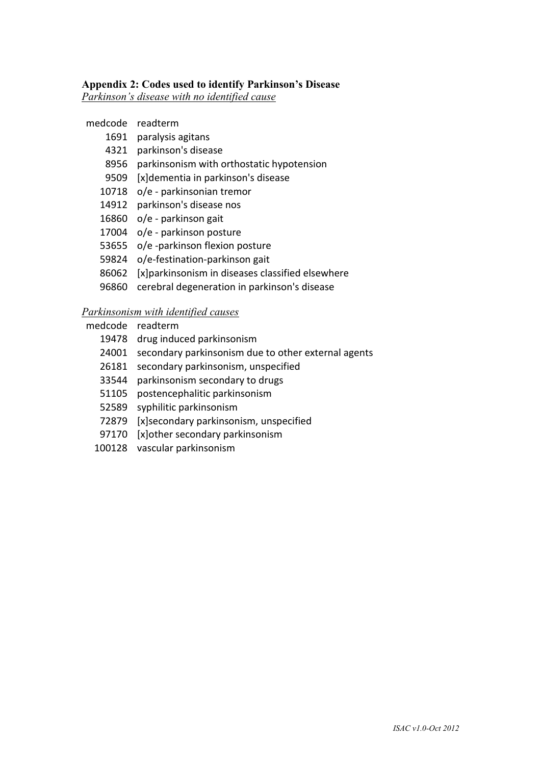### Appendix 2: Codes used to identify Parkinson's Disease

*Parkinson's disease with no identified cause*

| medcode | readterm |
|---|---|
| 1691 | paralysis agitans |
| 4321 | parkinson's disease |
| 8956 | parkinsonism with orthostatic hypotension |
| 9509 | [x]dementia in parkinson's disease |
| 10718 | o/e - parkinsonian tremor |
| 14912 | parkinson's disease nos |
| 16860 | o/e - parkinson gait |
| 17004 | o/e - parkinson posture |
| 53655 | o/e -parkinson flexion posture |
| 59824 | o/e-festination-parkinson gait |
| 86062 | [x]parkinsonism in diseases classified elsewhere |
| 96860 | cerebral degeneration in parkinson's disease |

*Parkinsonism with identified causes*

| medcode | readterm |
|---|---|
| 19478 | drug induced parkinsonism |
| 24001 | secondary parkinsonism due to other external agents |
| 26181 | secondary parkinsonism, unspecified |
| 33544 | parkinsonism secondary to drugs |
| 51105 | postencephalitic parkinsonism |
| 52589 | syphilitic parkinsonism |
| 72879 | [x]secondary parkinsonism, unspecified |
| 97170 | [x]other secondary parkinsonism |
| 100128 | vascular parkinsonism |